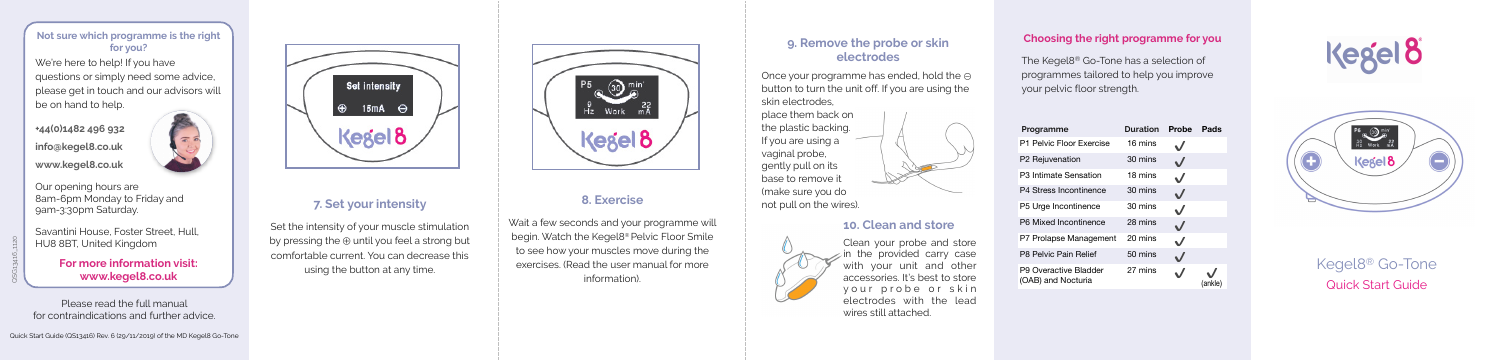## Not sure which programme is the right for you?

We're here to help! If you have questions or simply need some advice, please get in touch and our advisors will be on hand to help.

**+44(0)1482 496 932**

**info@kegel8.co.uk**

**www.kegel8.co.uk**

Our opening hours are 8am-6pm Monday to Friday and 9am-3:30pm Saturday.

Savantini House, Foster Street, Hull, HU8 8BT, United Kingdom

**For more information visit: www.kegel8.co.uk**

Please read the full manual for contraindications and further advice.

Quick Start Guide (QS13416) Rev. 6 (29/11/2019) of the MD Kegel8 Go-Tone

Set intensity

⊕ 15mA ⊖

Kegel 8

## 7. Set your intensity

Set the intensity of your muscle stimulation by pressing the ⊕ until you feel a strong but comfortable current. You can decrease this using the button at any time.

P5 30 min

9 Hz Work 22 mA

Kegel 8

## 8. Exercise

Wait a few seconds and your programme will begin. Watch the Kegel8® Pelvic Floor Smile to see how your muscles move during the exercises. (Read the user manual for more information).

## 9. Remove the probe or skin electrodes

Once your programme has ended, hold the ⊖ button to turn the unit off. If you are using the skin electrodes, place them back on the plastic backing. If you are using a vaginal probe, gently pull on its base to remove it (make sure you do not pull on the wires).

## 10. Clean and store

Clean your probe and store in the provided carry case with your unit and other accessories. It's best to store your probe or skin electrodes with the lead wires still attached.

## Choosing the right programme for you

The Kegel8® Go-Tone has a selection of programmes tailored to help you improve your pelvic floor strength.

| Programme | Duration | Probe | Pads |
|---|---|---|---|
| P1 Pelvic Floor Exercise | 16 mins | ✓ | |
| P2 Rejuvenation | 30 mins | ✓ | |
| P3 Intimate Sensation | 18 mins | ✓ | |
| P4 Stress Incontinence | 30 mins | ✓ | |
| P5 Urge Incontinence | 30 mins | ✓ | |
| P6 Mixed Incontinence | 28 mins | ✓ | |
| P7 Prolapse Management | 20 mins | ✓ | |
| P8 Pelvic Pain Relief | 50 mins | ✓ | |
| P9 Overactive Bladder (OAB) and Nocturia | 27 mins | ✓ | ✓ (ankle) |

# Kegel8®

P6 28 min

11 Hz Work 22 mA

Kegel 8

Kegel8® Go-Tone

Quick Start Guide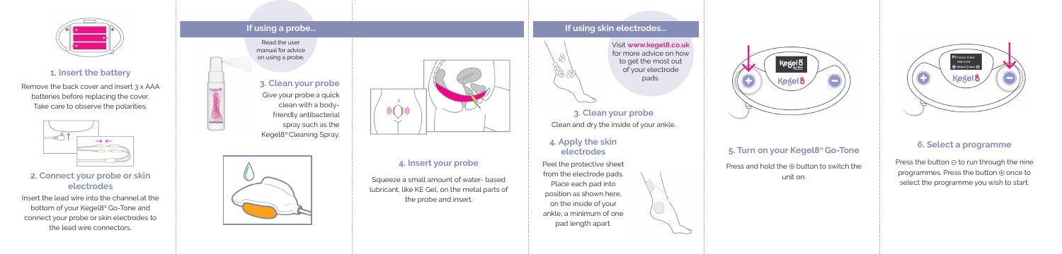## 1. Insert the battery

Remove the back cover and insert 3 x AAA batteries before replacing the cover. Take care to observe the polarities.

## 2. Connect your probe or skin electrodes

Insert the lead wire into the channel at the bottom of your Kegel8® Go-Tone and connect your probe or skin electrodes to the lead wire connectors.

## If using a probe...

Read the user manual for advice on using a probe.

### 3. Clean your probe

Give your probe a quick clean with a body-friendly antibacterial spray such as the Kegel8® Cleaning Spray.

### 4. Insert your probe

Squeeze a small amount of water- based lubricant, like KE Gel, on the metal parts of the probe and insert.

## If using skin electrodes...

Visit **www.kegel8.co.uk** for more advice on how to get the most out of your electrode pads.

### 3. Clean your probe

Clean and dry the inside of your ankle.

### 4. Apply the skin electrodes

Peel the protective sheet from the electrode pads. Place each pad into position as shown here, on the inside of your ankle, a minimum of one pad length apart.

## 5. Turn on your Kegel8® Go-Tone

Press and hold the ⊕ button to switch the unit on.

## 6. Select a programme

Press the button ⊖ to run through the nine programmes. Press the button ⊕ once to select the programme you wish to start.